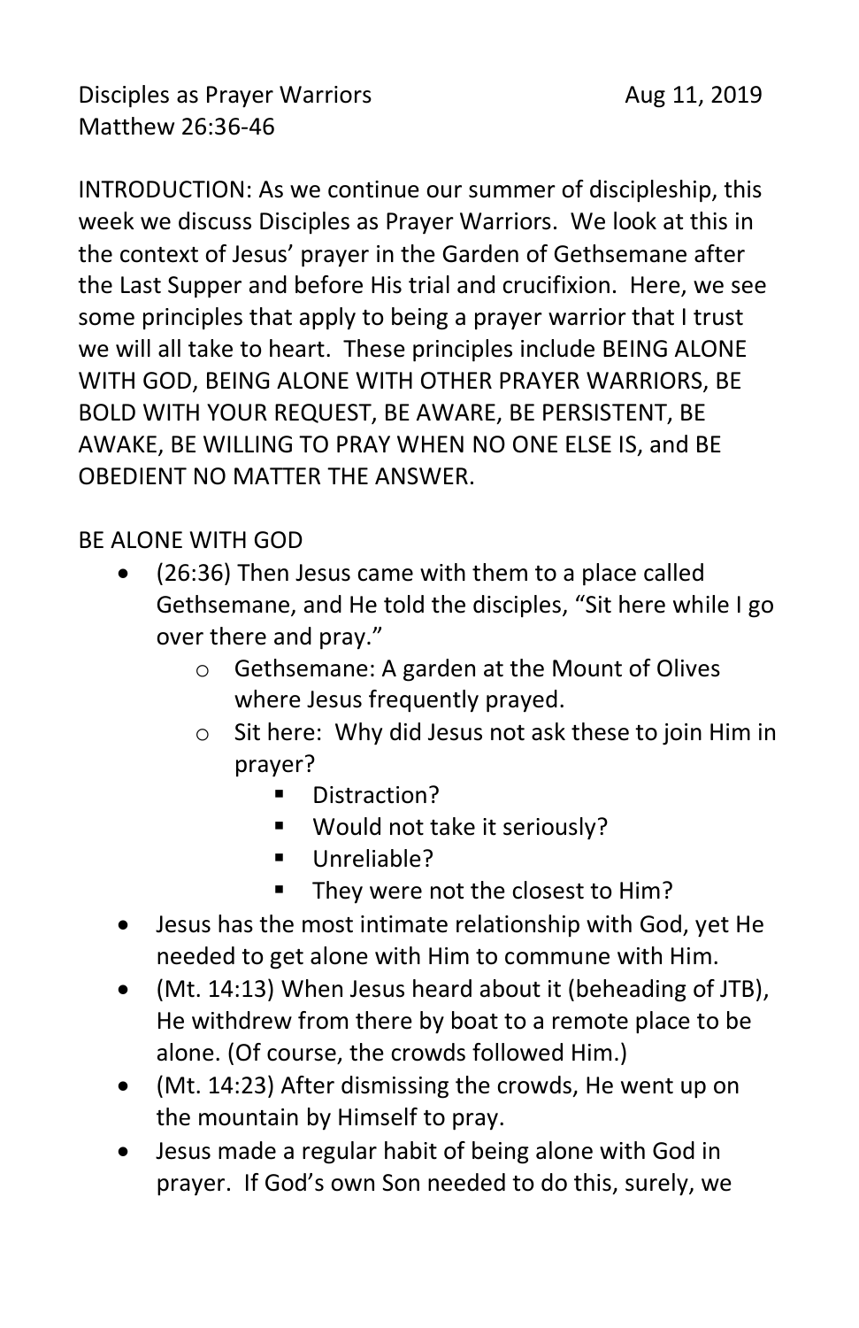Disciples as Prayer Warriors Aug 11, 2019
Matthew 26:36-46

INTRODUCTION: As we continue our summer of discipleship, this week we discuss Disciples as Prayer Warriors. We look at this in the context of Jesus' prayer in the Garden of Gethsemane after the Last Supper and before His trial and crucifixion. Here, we see some principles that apply to being a prayer warrior that I trust we will all take to heart. These principles include BEING ALONE WITH GOD, BEING ALONE WITH OTHER PRAYER WARRIORS, BE BOLD WITH YOUR REQUEST, BE AWARE, BE PERSISTENT, BE AWAKE, BE WILLING TO PRAY WHEN NO ONE ELSE IS, and BE OBEDIENT NO MATTER THE ANSWER.

BE ALONE WITH GOD

- (26:36) Then Jesus came with them to a place called Gethsemane, and He told the disciples, "Sit here while I go over there and pray."
  - Gethsemane: A garden at the Mount of Olives where Jesus frequently prayed.
  - Sit here: Why did Jesus not ask these to join Him in prayer?
    - Distraction?
    - Would not take it seriously?
    - Unreliable?
    - They were not the closest to Him?
- Jesus has the most intimate relationship with God, yet He needed to get alone with Him to commune with Him.
- (Mt. 14:13) When Jesus heard about it (beheading of JTB), He withdrew from there by boat to a remote place to be alone. (Of course, the crowds followed Him.)
- (Mt. 14:23) After dismissing the crowds, He went up on the mountain by Himself to pray.
- Jesus made a regular habit of being alone with God in prayer. If God's own Son needed to do this, surely, we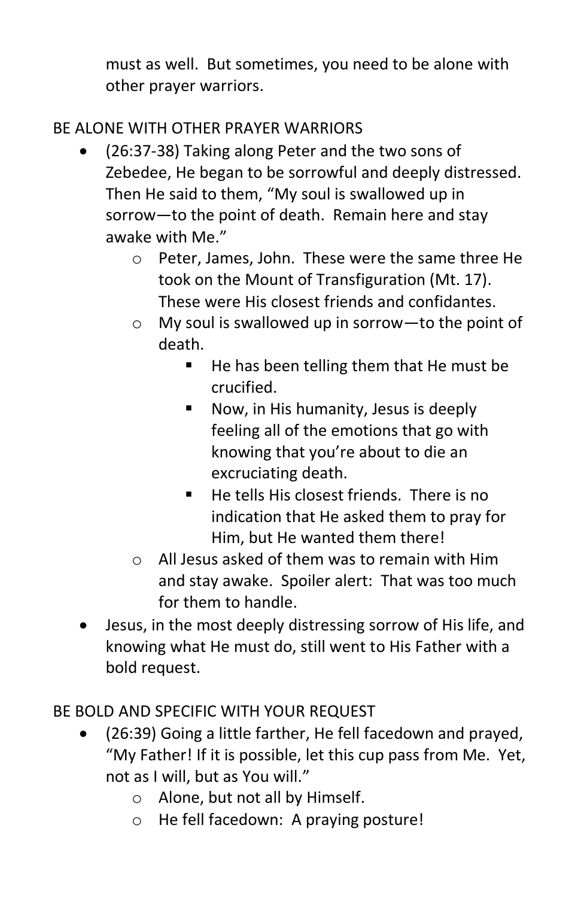must as well. But sometimes, you need to be alone with other prayer warriors.

## BE ALONE WITH OTHER PRAYER WARRIORS

- (26:37-38) Taking along Peter and the two sons of Zebedee, He began to be sorrowful and deeply distressed. Then He said to them, "My soul is swallowed up in sorrow—to the point of death. Remain here and stay awake with Me."
  - Peter, James, John. These were the same three He took on the Mount of Transfiguration (Mt. 17). These were His closest friends and confidantes.
  - My soul is swallowed up in sorrow—to the point of death.
    - He has been telling them that He must be crucified.
    - Now, in His humanity, Jesus is deeply feeling all of the emotions that go with knowing that you're about to die an excruciating death.
    - He tells His closest friends. There is no indication that He asked them to pray for Him, but He wanted them there!
  - All Jesus asked of them was to remain with Him and stay awake. Spoiler alert: That was too much for them to handle.
- Jesus, in the most deeply distressing sorrow of His life, and knowing what He must do, still went to His Father with a bold request.

## BE BOLD AND SPECIFIC WITH YOUR REQUEST

- (26:39) Going a little farther, He fell facedown and prayed, "My Father! If it is possible, let this cup pass from Me. Yet, not as I will, but as You will."
  - Alone, but not all by Himself.
  - He fell facedown: A praying posture!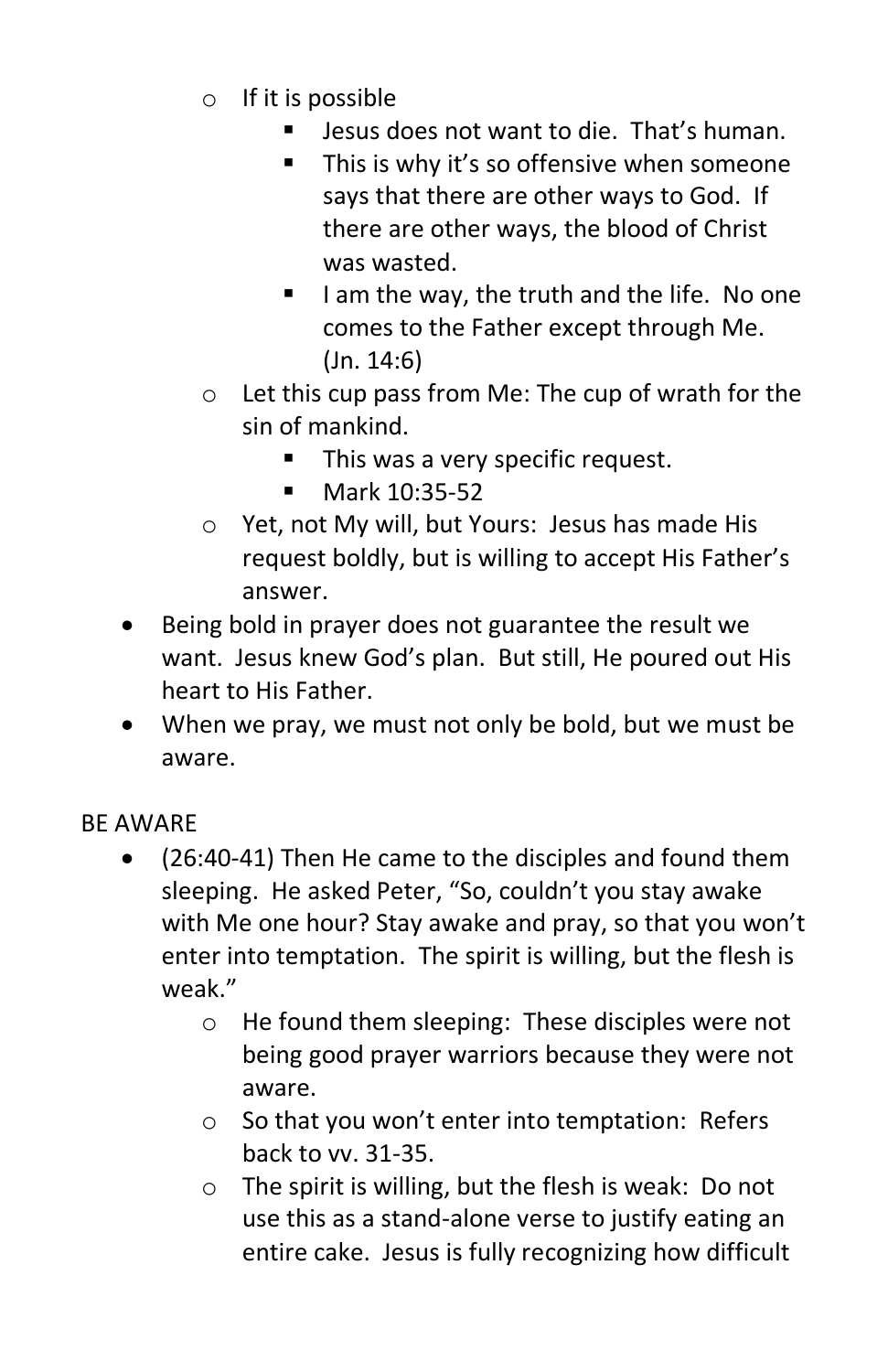- If it is possible
    - Jesus does not want to die. That's human.
    - This is why it's so offensive when someone says that there are other ways to God. If there are other ways, the blood of Christ was wasted.
    - I am the way, the truth and the life. No one comes to the Father except through Me. (Jn. 14:6)
  - Let this cup pass from Me: The cup of wrath for the sin of mankind.
    - This was a very specific request.
    - Mark 10:35-52
  - Yet, not My will, but Yours: Jesus has made His request boldly, but is willing to accept His Father's answer.
- Being bold in prayer does not guarantee the result we want. Jesus knew God's plan. But still, He poured out His heart to His Father.
- When we pray, we must not only be bold, but we must be aware.

BE AWARE

- (26:40-41) Then He came to the disciples and found them sleeping. He asked Peter, "So, couldn't you stay awake with Me one hour? Stay awake and pray, so that you won't enter into temptation. The spirit is willing, but the flesh is weak."
  - He found them sleeping: These disciples were not being good prayer warriors because they were not aware.
  - So that you won't enter into temptation: Refers back to vv. 31-35.
  - The spirit is willing, but the flesh is weak: Do not use this as a stand-alone verse to justify eating an entire cake. Jesus is fully recognizing how difficult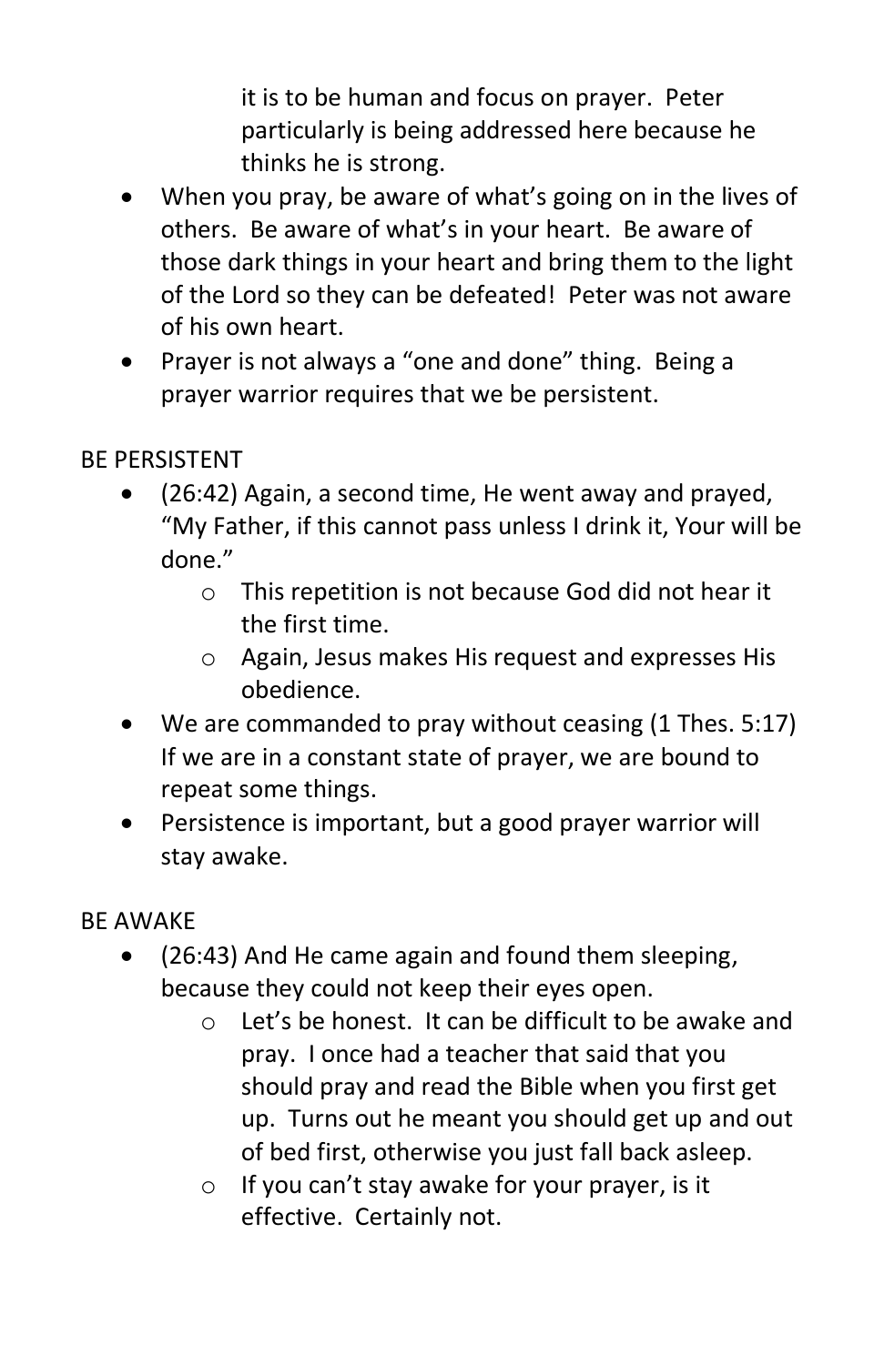- it is to be human and focus on prayer. Peter particularly is being addressed here because he thinks he is strong.
- When you pray, be aware of what's going on in the lives of others. Be aware of what's in your heart. Be aware of those dark things in your heart and bring them to the light of the Lord so they can be defeated! Peter was not aware of his own heart.
- Prayer is not always a "one and done" thing. Being a prayer warrior requires that we be persistent.

BE PERSISTENT

- (26:42) Again, a second time, He went away and prayed, "My Father, if this cannot pass unless I drink it, Your will be done."
    - This repetition is not because God did not hear it the first time.
    - Again, Jesus makes His request and expresses His obedience.
- We are commanded to pray without ceasing (1 Thes. 5:17) If we are in a constant state of prayer, we are bound to repeat some things.
- Persistence is important, but a good prayer warrior will stay awake.

BE AWAKE

- (26:43) And He came again and found them sleeping, because they could not keep their eyes open.
    - Let's be honest. It can be difficult to be awake and pray. I once had a teacher that said that you should pray and read the Bible when you first get up. Turns out he meant you should get up and out of bed first, otherwise you just fall back asleep.
    - If you can't stay awake for your prayer, is it effective. Certainly not.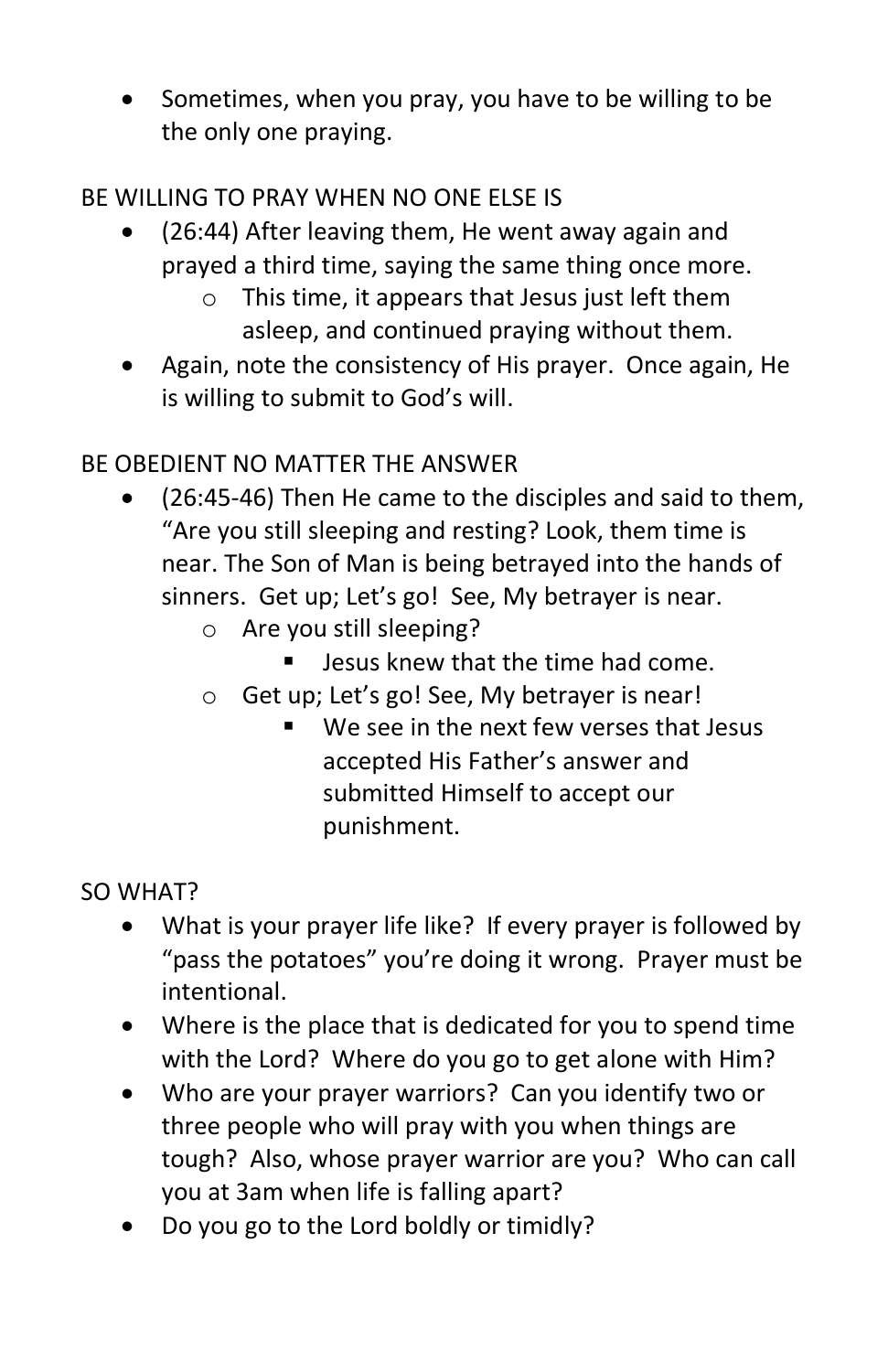- Sometimes, when you pray, you have to be willing to be the only one praying.

BE WILLING TO PRAY WHEN NO ONE ELSE IS

- (26:44) After leaving them, He went away again and prayed a third time, saying the same thing once more.
  - This time, it appears that Jesus just left them asleep, and continued praying without them.
- Again, note the consistency of His prayer. Once again, He is willing to submit to God's will.

BE OBEDIENT NO MATTER THE ANSWER

- (26:45-46) Then He came to the disciples and said to them, "Are you still sleeping and resting? Look, them time is near. The Son of Man is being betrayed into the hands of sinners. Get up; Let's go! See, My betrayer is near.
  - Are you still sleeping?
    - Jesus knew that the time had come.
  - Get up; Let's go! See, My betrayer is near!
    - We see in the next few verses that Jesus accepted His Father's answer and submitted Himself to accept our punishment.

SO WHAT?

- What is your prayer life like? If every prayer is followed by "pass the potatoes" you're doing it wrong. Prayer must be intentional.
- Where is the place that is dedicated for you to spend time with the Lord? Where do you go to get alone with Him?
- Who are your prayer warriors? Can you identify two or three people who will pray with you when things are tough? Also, whose prayer warrior are you? Who can call you at 3am when life is falling apart?
- Do you go to the Lord boldly or timidly?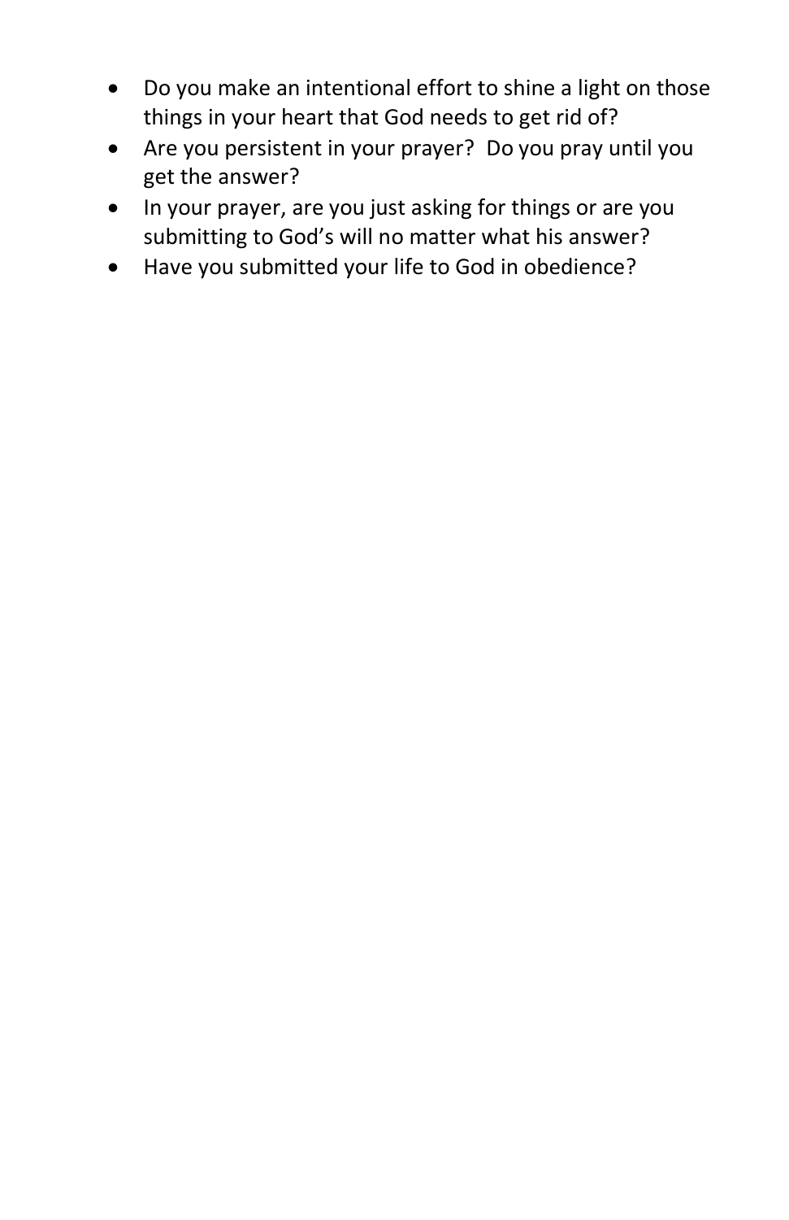- Do you make an intentional effort to shine a light on those things in your heart that God needs to get rid of?
- Are you persistent in your prayer?  Do you pray until you get the answer?
- In your prayer, are you just asking for things or are you submitting to God's will no matter what his answer?
- Have you submitted your life to God in obedience?